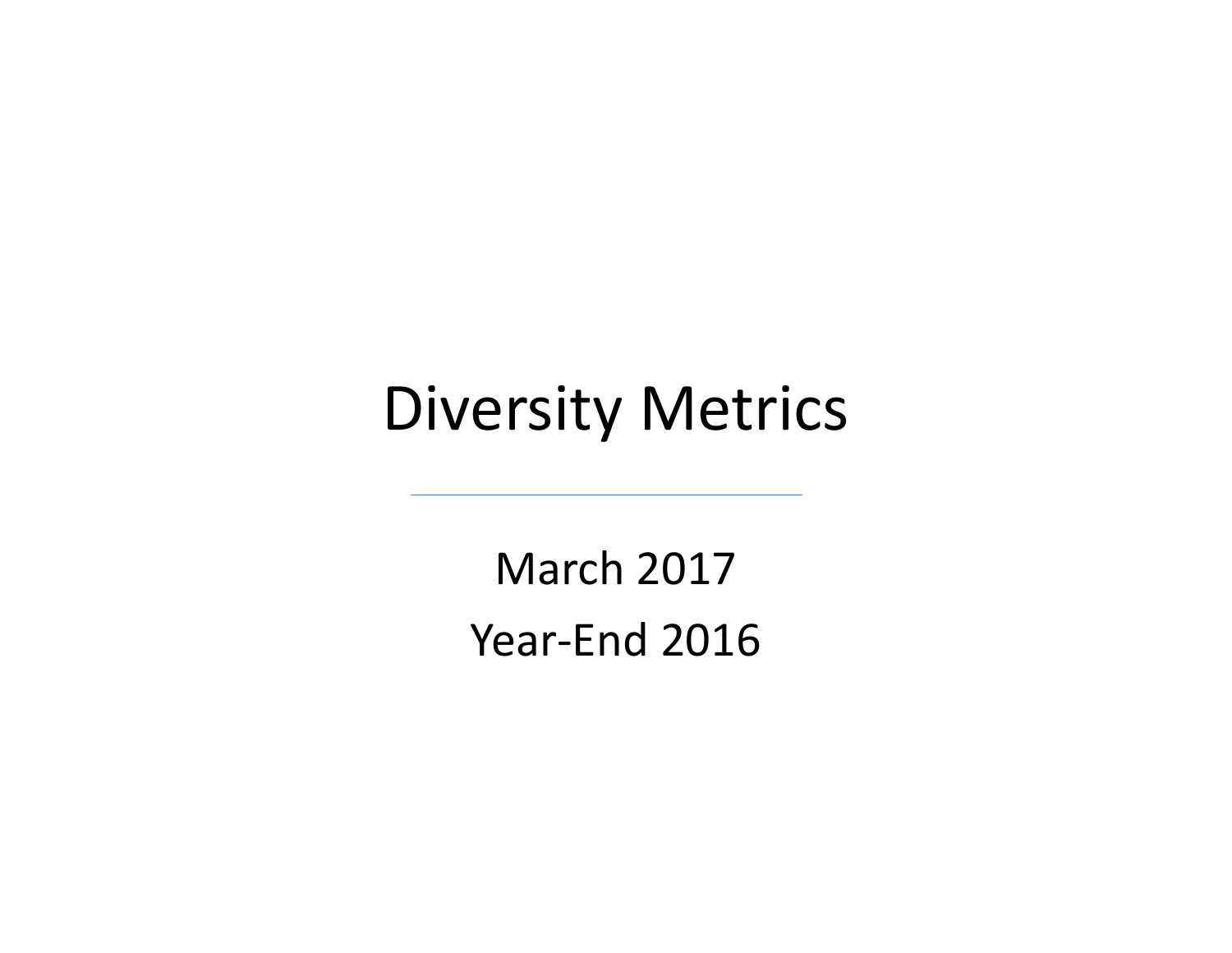# Diversity Metrics

---

March 2017

Year-End 2016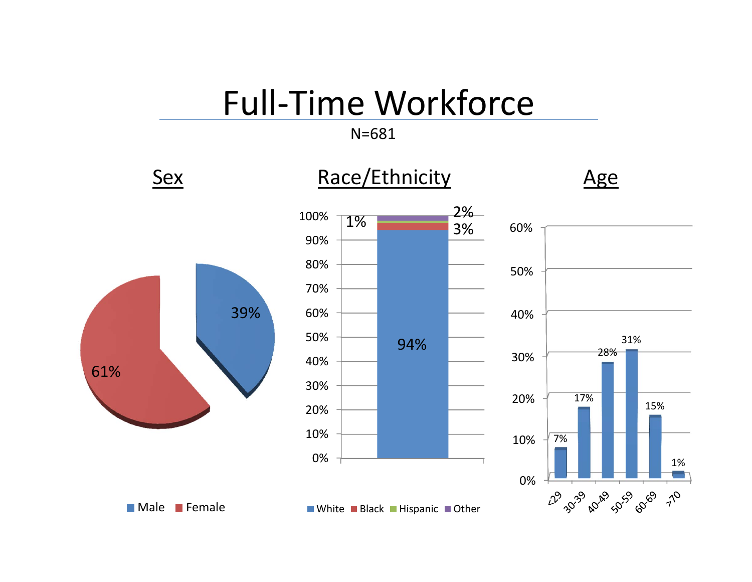# Full-Time Workforce

N=681

## Sex

| Sex | Percent |
|---|---|
| Male | 39% |
| Female | 61% |

## Race/Ethnicity

| Race/Ethnicity | Percent |
|---|---|
| White | 94% |
| Black | 3% |
| Hispanic | 1% |
| Other | 2% |

## Age

| Age | Percent |
|---|---|
| <29 | 7% |
| 30-39 | 17% |
| 40-49 | 28% |
| 50-59 | 31% |
| 60-69 | 15% |
| >70 | 1% |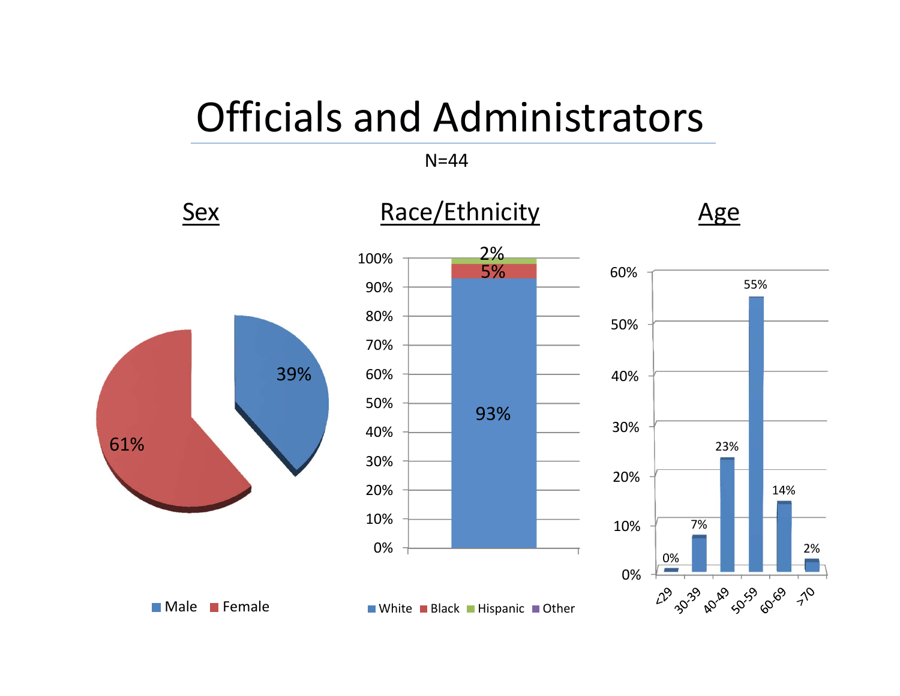# Officials and Administrators

N=44

## Sex

| Sex | Percent |
| --- | --- |
| Male | 39% |
| Female | 61% |

## Race/Ethnicity

| Race/Ethnicity | Percent |
| --- | --- |
| White | 93% |
| Black | 5% |
| Hispanic | 2% |
| Other | |

## Age

| Age | Percent |
| --- | --- |
| <29 | 0% |
| 30-39 | 7% |
| 40-49 | 23% |
| 50-59 | 55% |
| 60-69 | 14% |
| >70 | 2% |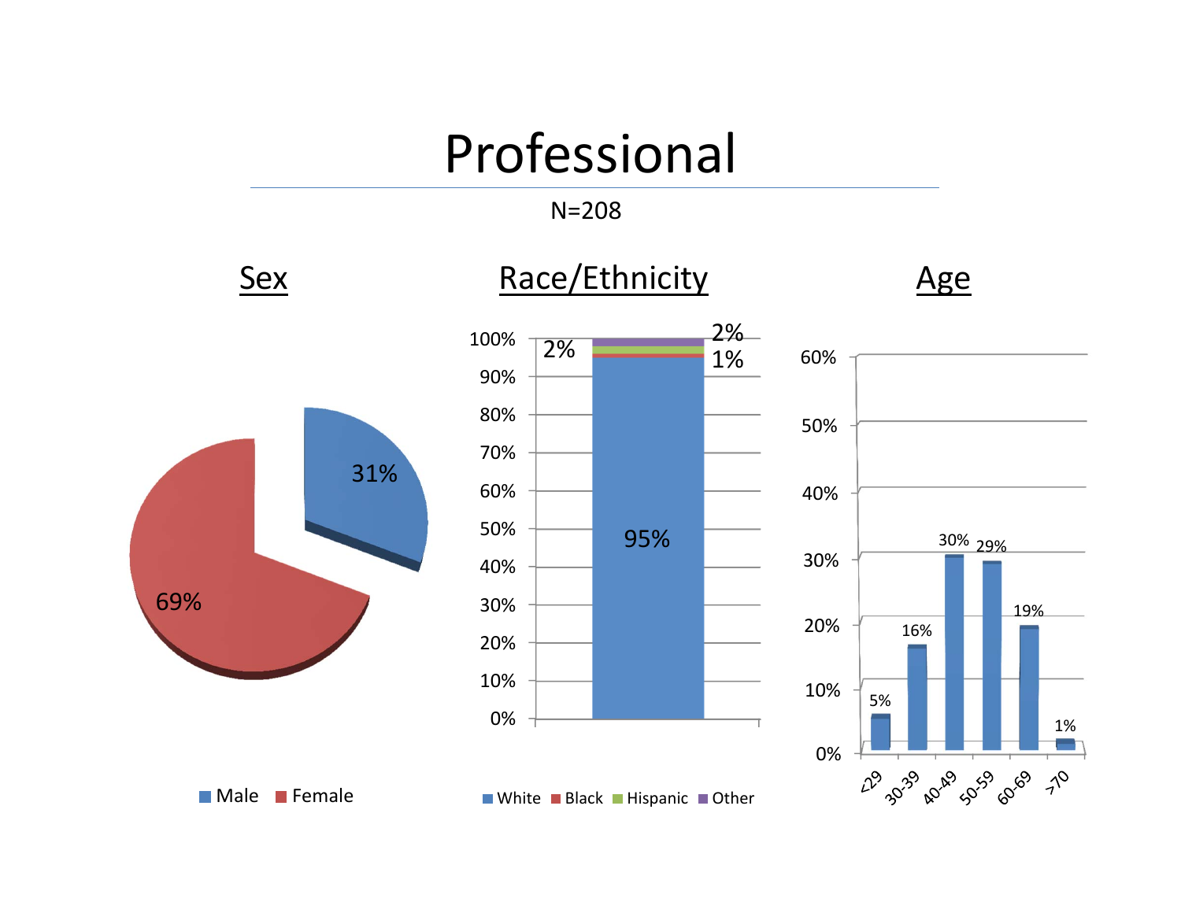# Professional

N=208

## Sex

| Sex | Percent |
|---|---|
| Male | 31% |
| Female | 69% |

## Race/Ethnicity

| Race/Ethnicity | Percent |
|---|---|
| White | 95% |
| Black | 1% |
| Hispanic | 2% |
| Other | 2% |

## Age

| Age | Percent |
|---|---|
| <29 | 5% |
| 30-39 | 16% |
| 40-49 | 30% |
| 50-59 | 29% |
| 60-69 | 19% |
| >70 | 1% |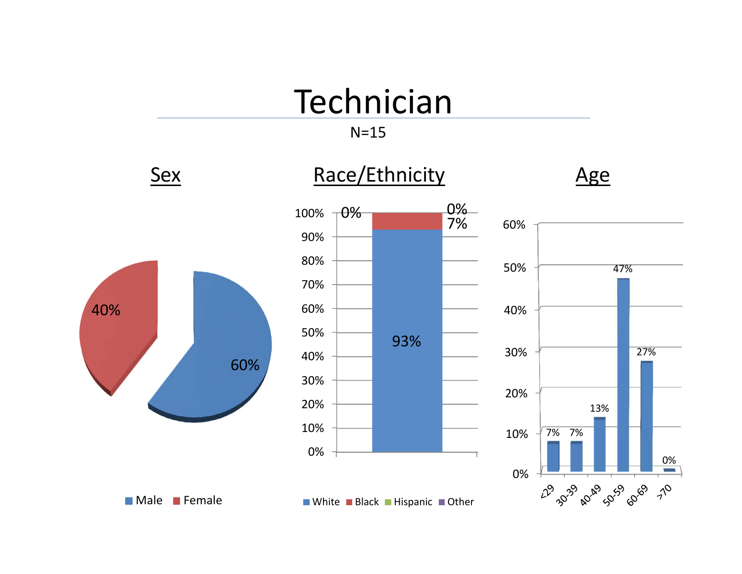# Technician

N=15

## Sex

| Sex | Percent |
|---|---|
| Male | 60% |
| Female | 40% |

## Race/Ethnicity

| Race/Ethnicity | Percent |
|---|---|
| White | 93% |
| Black | 7% |
| Hispanic | 0% |
| Other | 0% |

## Age

| Age | Percent |
|---|---|
| <29 | 7% |
| 30-39 | 7% |
| 40-49 | 13% |
| 50-59 | 47% |
| 60-69 | 27% |
| >70 | 0% |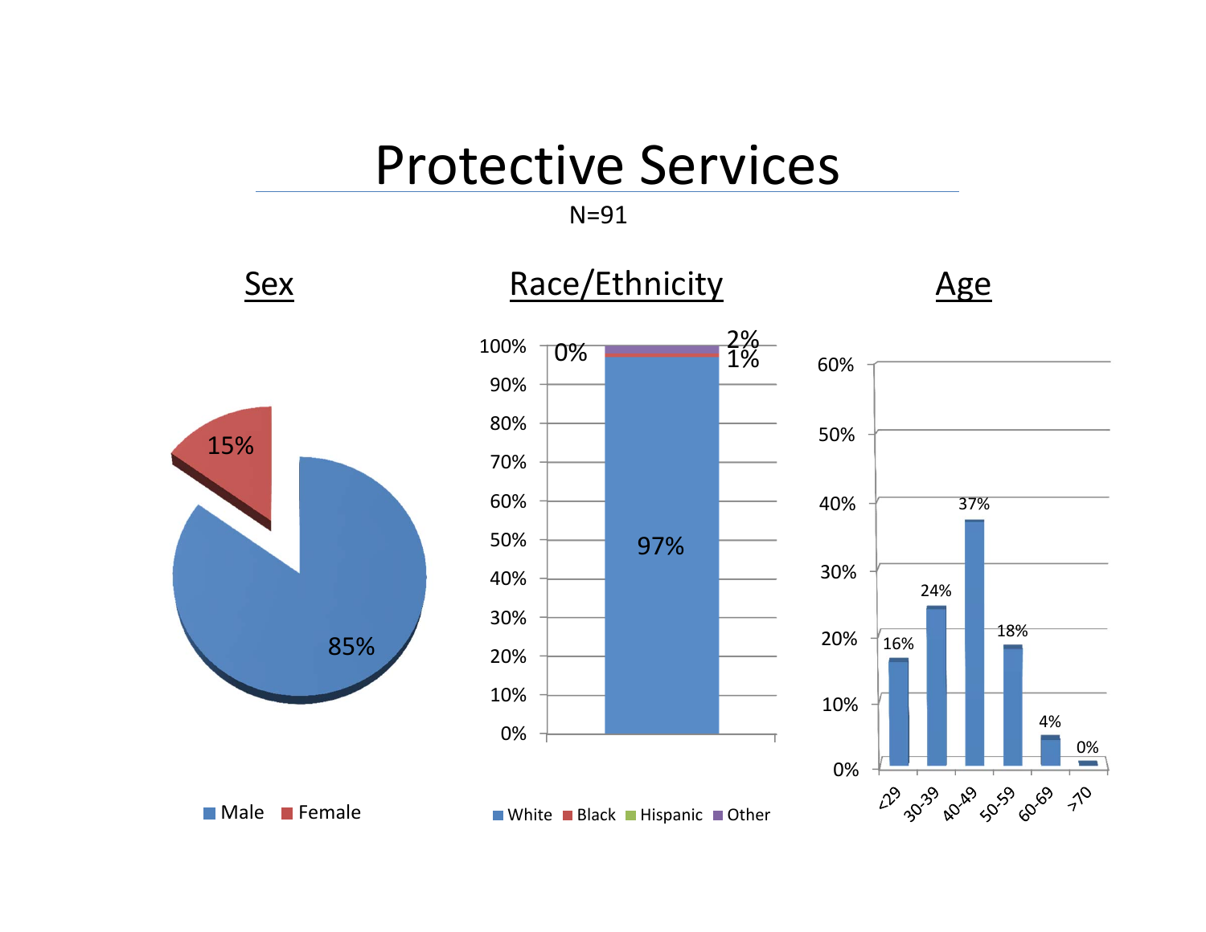# Protective Services

N=91

## Sex

- Male: 85%
- Female: 15%

## Race/Ethnicity

- White: 97%
- Black: 1%
- Hispanic: 0%
- Other: 2%

## Age

| <29 | 30-39 | 40-49 | 50-59 | 60-69 | >70 |
|---|---|---|---|---|---|
| 16% | 24% | 37% | 18% | 4% | 0% |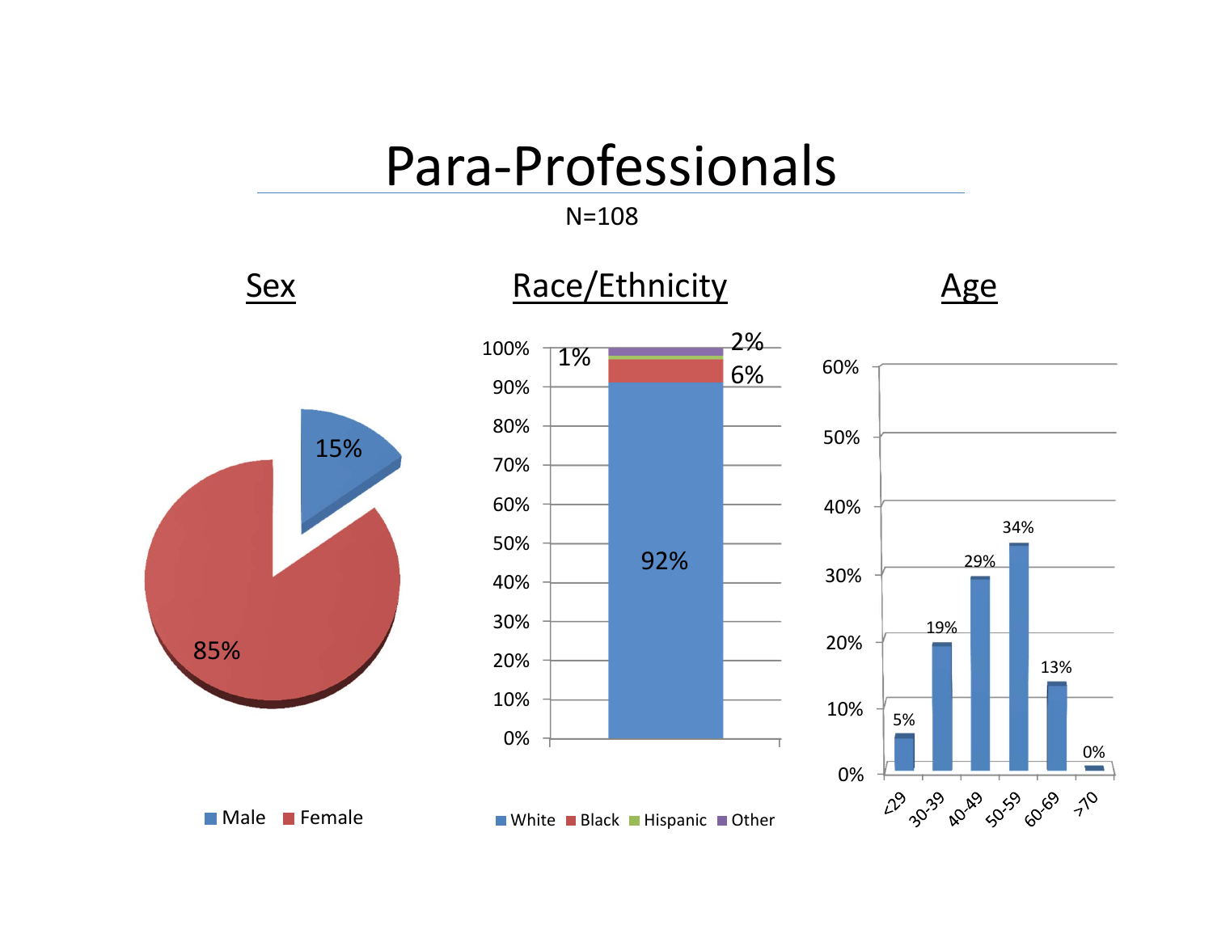# Para-Professionals

N=108

## Sex

| Sex | Percent |
|---|---|
| Male | 15% |
| Female | 85% |

## Race/Ethnicity

| Race/Ethnicity | Percent |
|---|---|
| White | 92% |
| Black | 6% |
| Hispanic | 1% |
| Other | 2% |

## Age

| Age | Percent |
|---|---|
| <29 | 5% |
| 30-39 | 19% |
| 40-49 | 29% |
| 50-59 | 34% |
| 60-69 | 13% |
| >70 | 0% |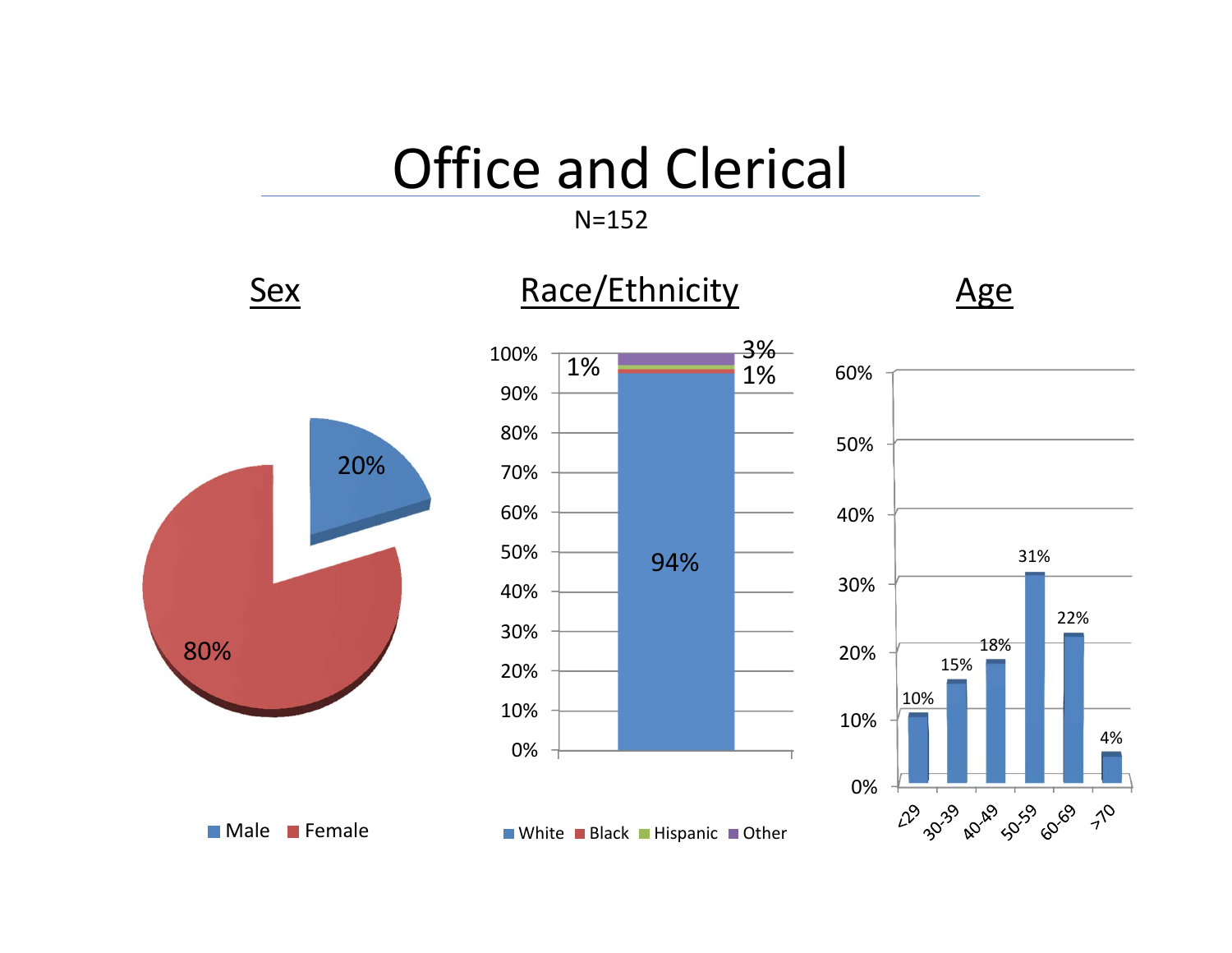# Office and Clerical

N=152

## Sex

| Sex | Percent |
| --- | --- |
| Male | 20% |
| Female | 80% |

## Race/Ethnicity

| Race/Ethnicity | Percent |
| --- | --- |
| White | 94% |
| Black | 1% |
| Hispanic | 1% |
| Other | 3% |

## Age

| Age | Percent |
| --- | --- |
| <29 | 10% |
| 30-39 | 15% |
| 40-49 | 18% |
| 50-59 | 31% |
| 60-69 | 22% |
| >70 | 4% |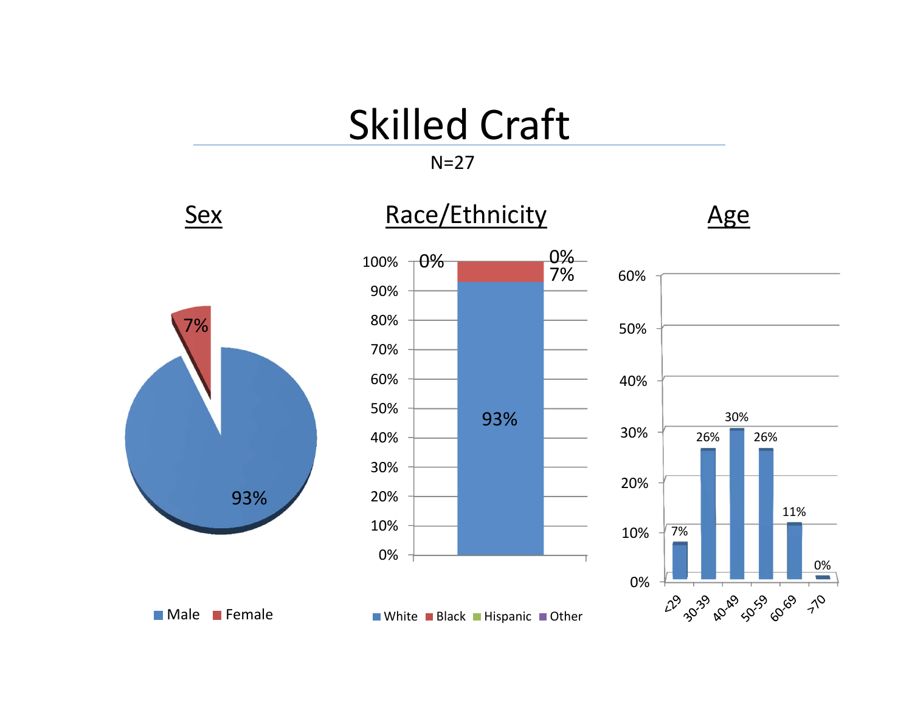# Skilled Craft

N=27

## Sex

| Sex | Percent |
|---|---|
| Male | 93% |
| Female | 7% |

## Race/Ethnicity

| Race/Ethnicity | Percent |
|---|---|
| White | 93% |
| Black | 7% |
| Hispanic | 0% |
| Other | 0% |

## Age

| Age | Percent |
|---|---|
| <29 | 7% |
| 30-39 | 26% |
| 40-49 | 30% |
| 50-59 | 26% |
| 60-69 | 11% |
| >70 | 0% |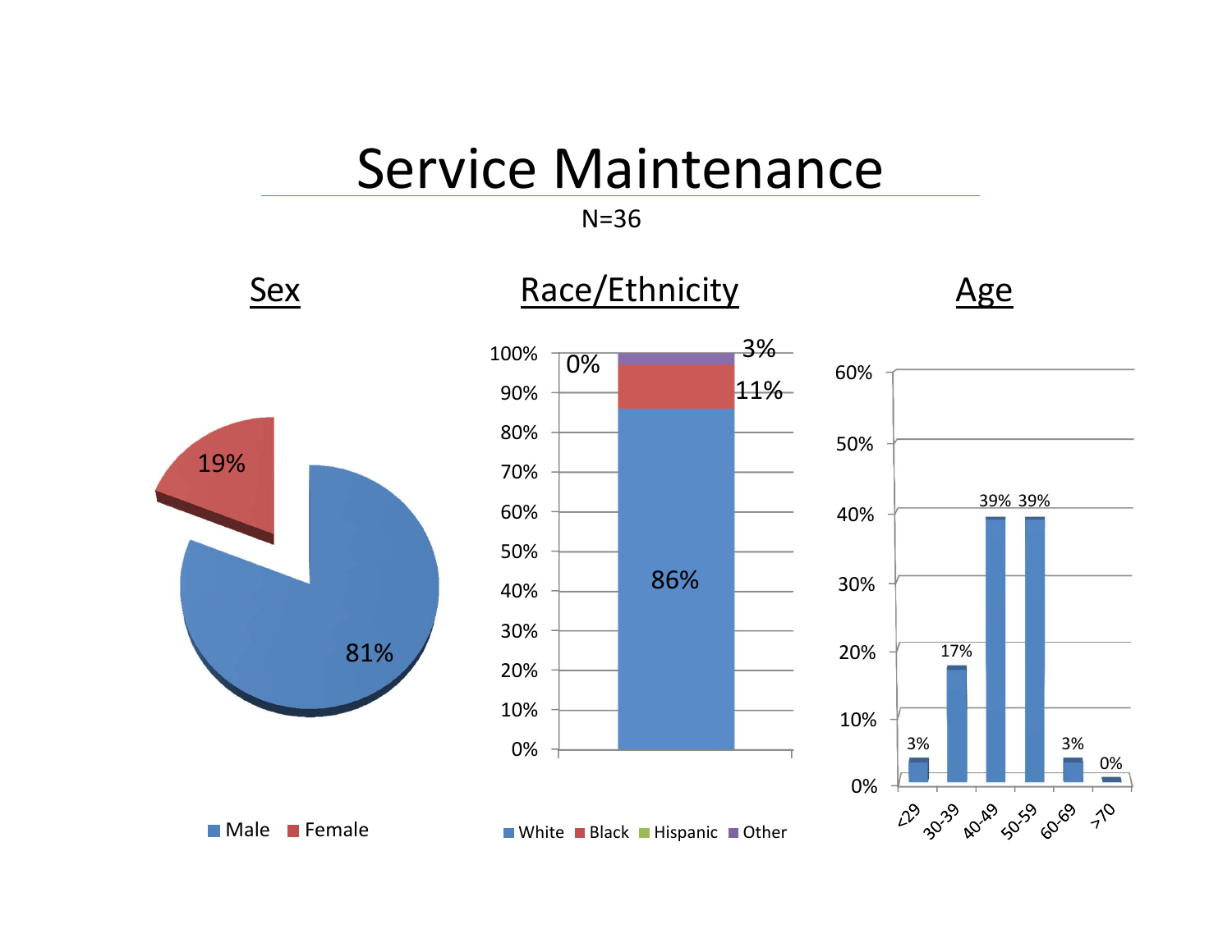# Service Maintenance

N=36

## Sex

| Sex | Percent |
|---|---|
| Male | 81% |
| Female | 19% |

## Race/Ethnicity

| Race/Ethnicity | Percent |
|---|---|
| White | 86% |
| Black | 11% |
| Hispanic | 0% |
| Other | 3% |

## Age

| Age | Percent |
|---|---|
| <29 | 3% |
| 30-39 | 17% |
| 40-49 | 39% |
| 50-59 | 39% |
| 60-69 | 3% |
| >70 | 0% |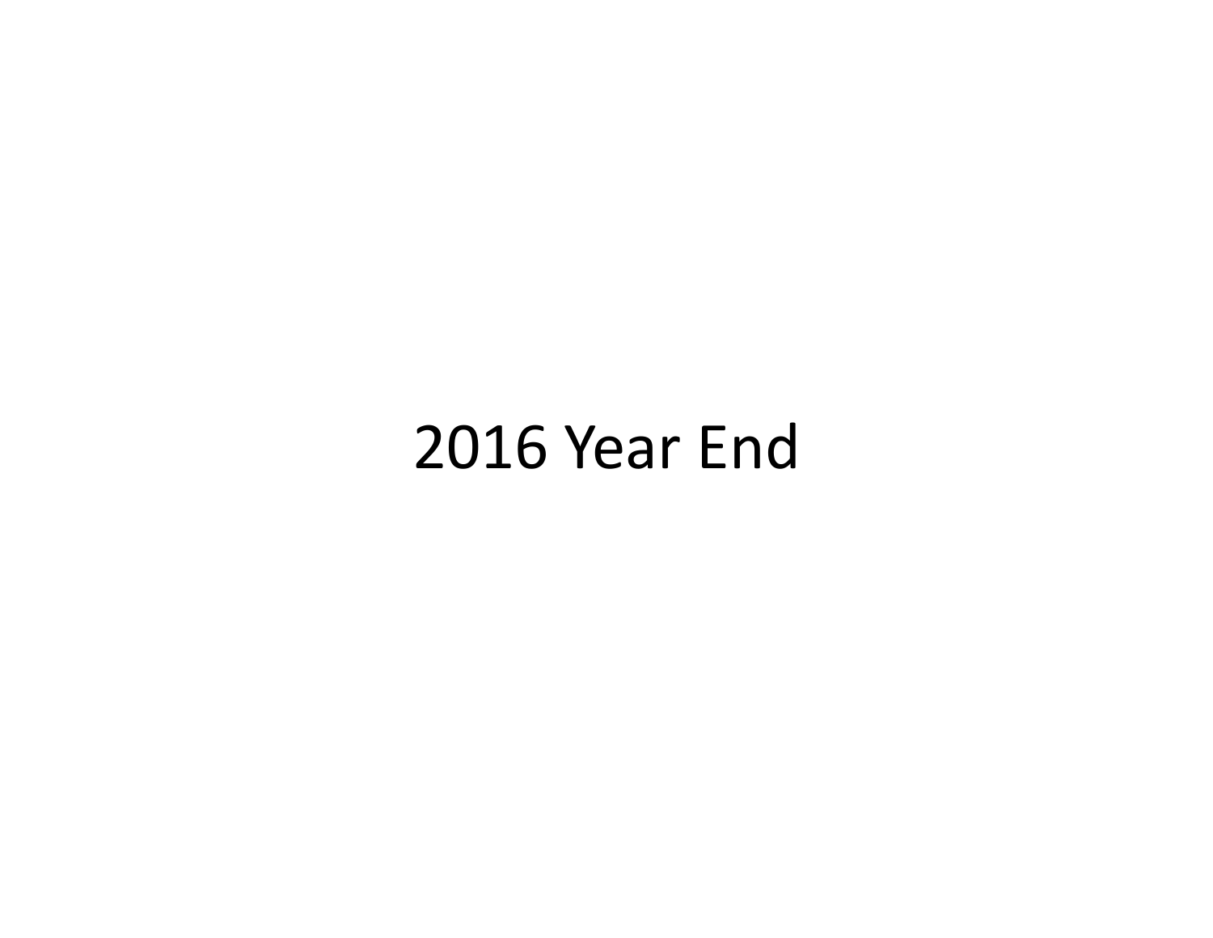# 2016 Year End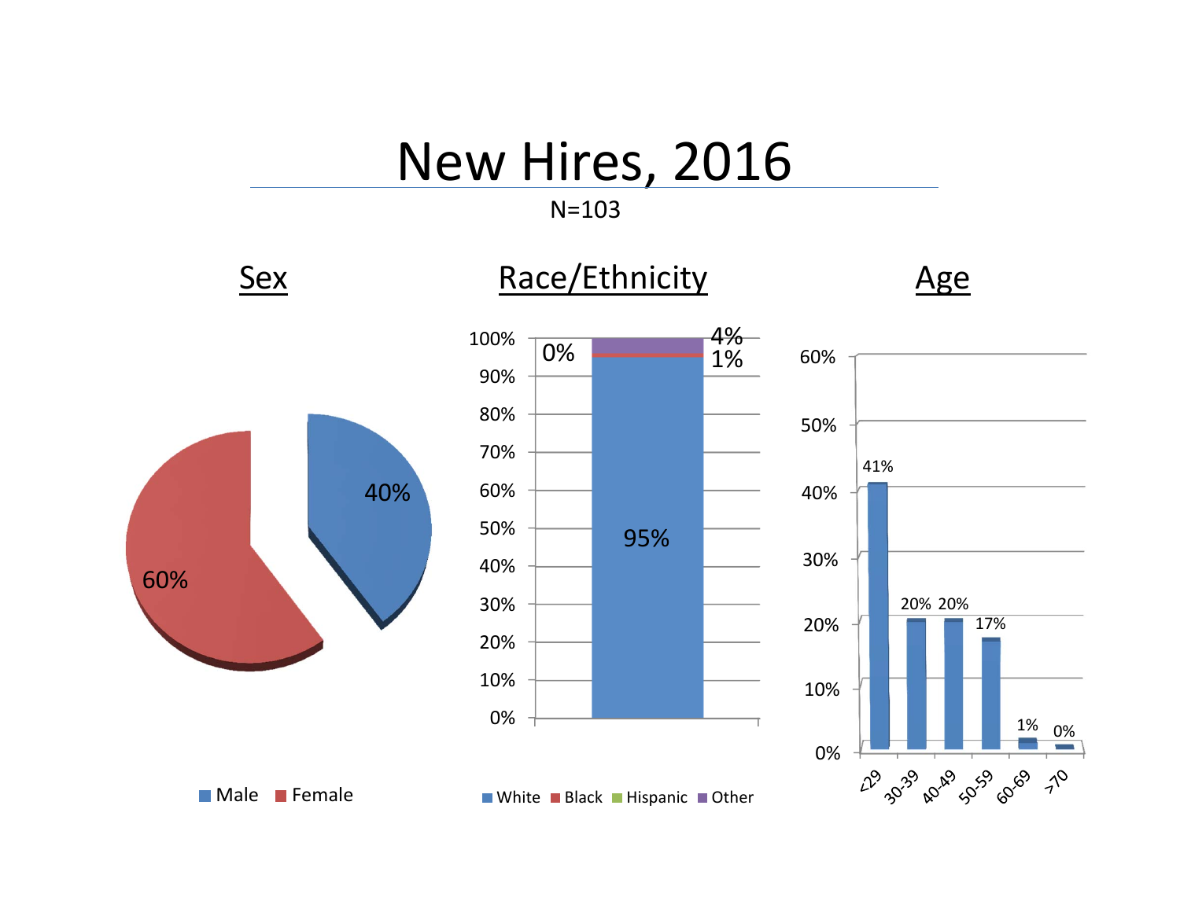# New Hires, 2016

N=103

## Sex

| Sex | Percent |
|---|---|
| Male | 40% |
| Female | 60% |

## Race/Ethnicity

| Race/Ethnicity | Percent |
|---|---|
| White | 95% |
| Black | 1% |
| Hispanic | 0% |
| Other | 4% |

## Age

| Age | Percent |
|---|---|
| <29 | 41% |
| 30-39 | 20% |
| 40-49 | 20% |
| 50-59 | 17% |
| 60-69 | 1% |
| >70 | 0% |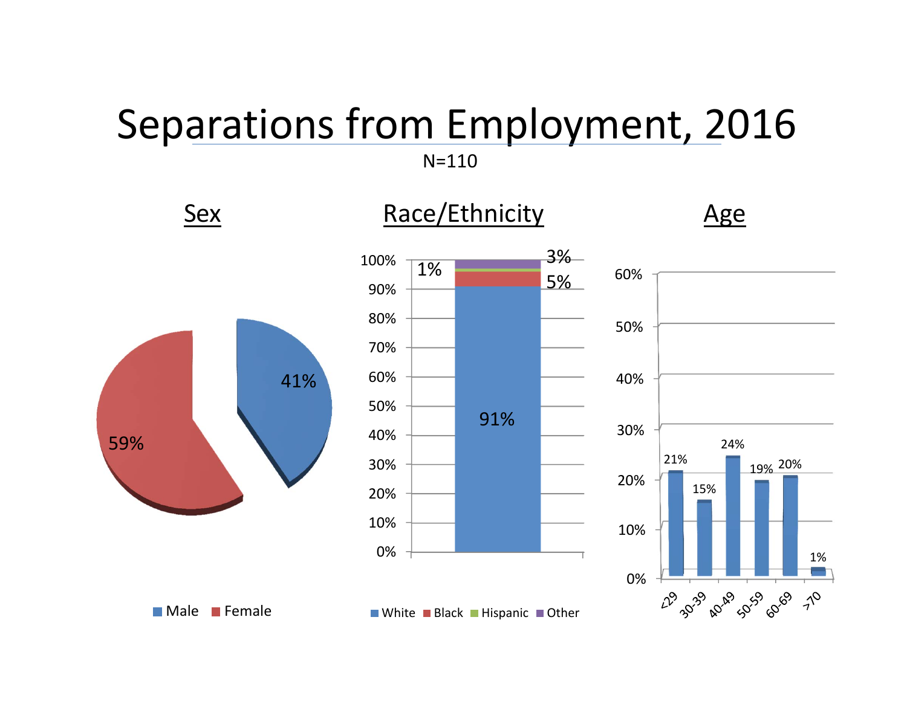# Separations from Employment, 2016

N=110

## Sex

| Sex | Percent |
|---|---|
| Male | 41% |
| Female | 59% |

## Race/Ethnicity

| Race/Ethnicity | Percent |
|---|---|
| White | 91% |
| Black | 5% |
| Hispanic | 1% |
| Other | 3% |

## Age

| Age | Percent |
|---|---|
| <29 | 21% |
| 30-39 | 15% |
| 40-49 | 24% |
| 50-59 | 19% |
| 60-69 | 20% |
| >70 | 1% |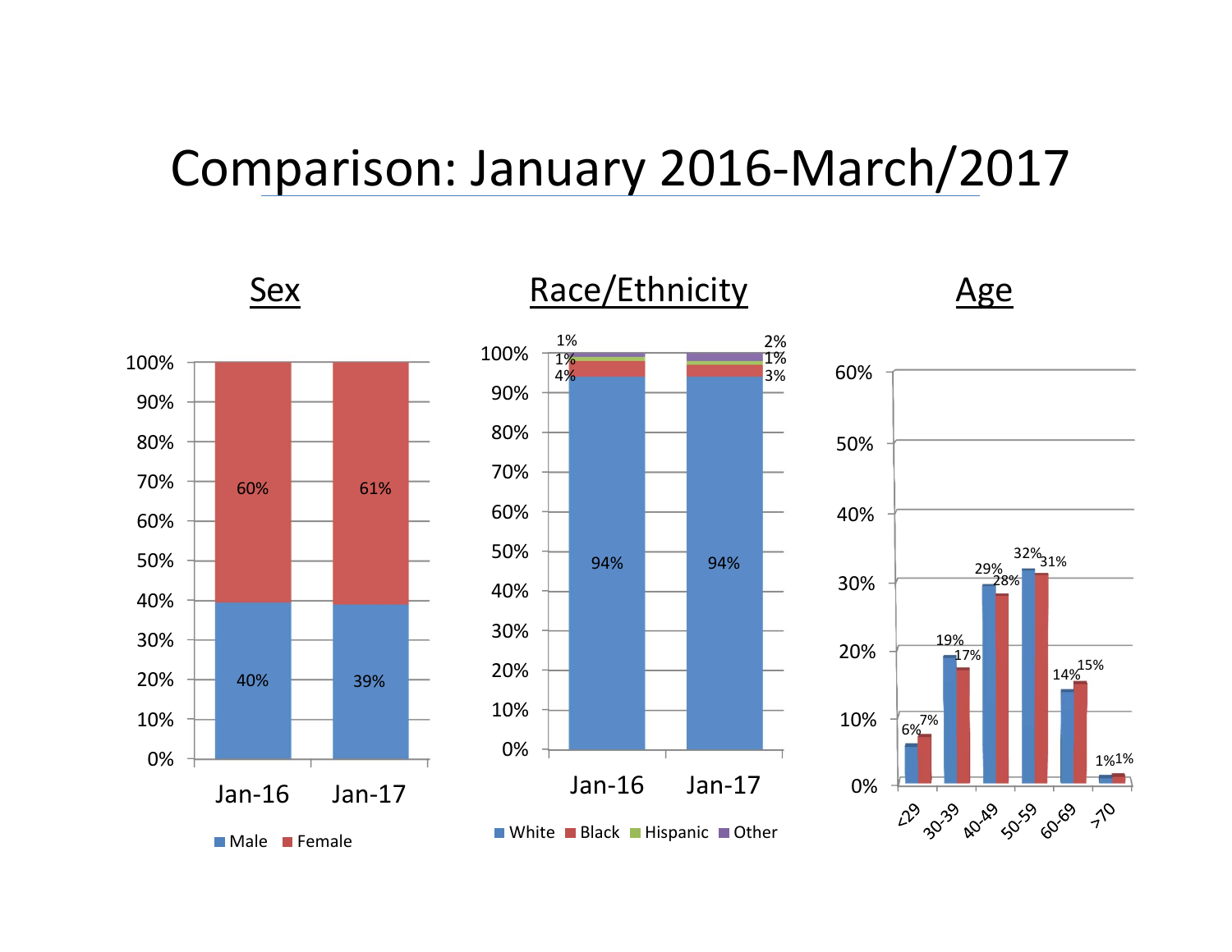# Comparison: January 2016-March/2017

## Sex

100%
90%
80%
70%
60%
50%
40%
30%
20%
10%
0%

60%
61%
40%
39%

Jan-16
Jan-17

Male Female

## Race/Ethnicity

100%
90%
80%
70%
60%
50%
40%
30%
20%
10%
0%

1%
1%
4%
94%

2%
1%
3%
94%

Jan-16
Jan-17

White Black Hispanic Other

## Age

60%
50%
40%
30%
20%
10%
0%

6% 7%
19% 17%
29% 28%
32% 31%
14% 15%
1% 1%

<29
30-39
40-49
50-59
60-69
>70